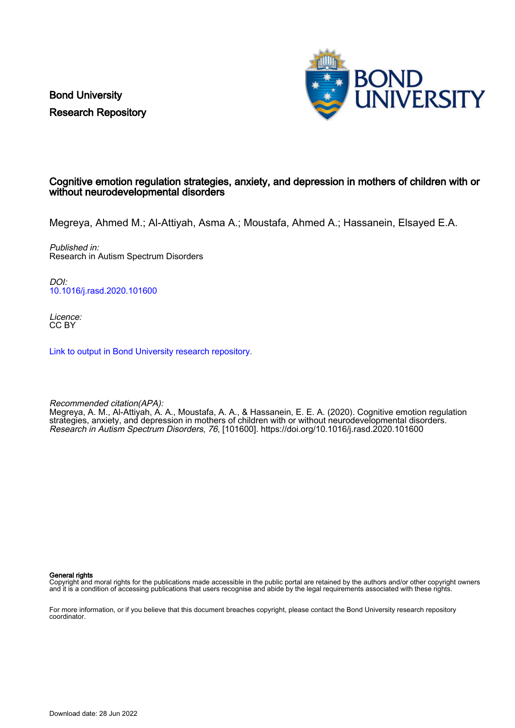Bond University
Research Repository

# Cognitive emotion regulation strategies, anxiety, and depression in mothers of children with or without neurodevelopmental disorders

Megreya, Ahmed M.; Al-Attiyah, Asma A.; Moustafa, Ahmed A.; Hassanein, Elsayed E.A.

*Published in:*
Research in Autism Spectrum Disorders

*DOI:*
10.1016/j.rasd.2020.101600

*Licence:*
CC BY

Link to output in Bond University research repository.

*Recommended citation(APA):*
Megreya, A. M., Al-Attiyah, A. A., Moustafa, A. A., & Hassanein, E. E. A. (2020). Cognitive emotion regulation strategies, anxiety, and depression in mothers of children with or without neurodevelopmental disorders. *Research in Autism Spectrum Disorders*, *76*, [101600]. https://doi.org/10.1016/j.rasd.2020.101600

**General rights**
Copyright and moral rights for the publications made accessible in the public portal are retained by the authors and/or other copyright owners and it is a condition of accessing publications that users recognise and abide by the legal requirements associated with these rights.

For more information, or if you believe that this document breaches copyright, please contact the Bond University research repository coordinator.

Download date: 28 Jun 2022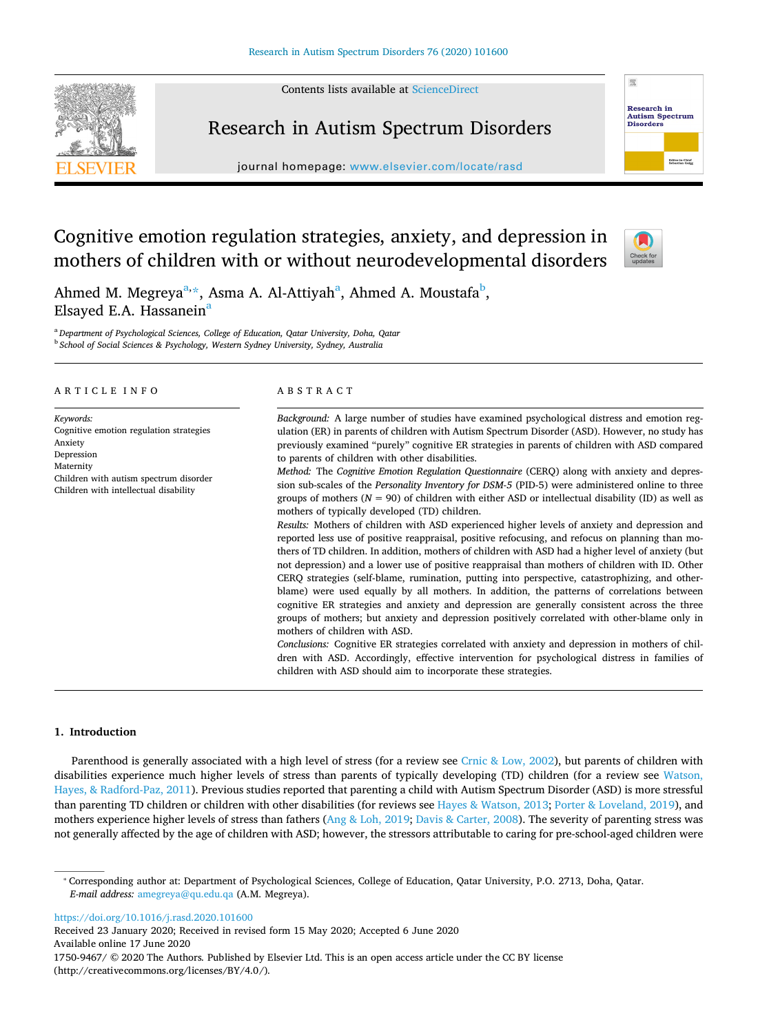# Cognitive emotion regulation strategies, anxiety, and depression in mothers of children with or without neurodevelopmental disorders

Ahmed M. Megreya[a,*], Asma A. Al-Attiyah[a], Ahmed A. Moustafa[b], Elsayed E.A. Hassanein[a]

[a] *Department of Psychological Sciences, College of Education, Qatar University, Doha, Qatar*
[b] *School of Social Sciences & Psychology, Western Sydney University, Sydney, Australia*

## ARTICLE INFO

*Keywords:*
Cognitive emotion regulation strategies
Anxiety
Depression
Maternity
Children with autism spectrum disorder
Children with intellectual disability

## ABSTRACT

*Background:* A large number of studies have examined psychological distress and emotion regulation (ER) in parents of children with Autism Spectrum Disorder (ASD). However, no study has previously examined "purely" cognitive ER strategies in parents of children with ASD compared to parents of children with other disabilities.

*Method:* The *Cognitive Emotion Regulation Questionnaire* (CERQ) along with anxiety and depression sub-scales of the *Personality Inventory for DSM-5* (PID-5) were administered online to three groups of mothers ($N$ = 90) of children with either ASD or intellectual disability (ID) as well as mothers of typically developed (TD) children.

*Results:* Mothers of children with ASD experienced higher levels of anxiety and depression and reported less use of positive reappraisal, positive refocusing, and refocus on planning than mothers of TD children. In addition, mothers of children with ASD had a higher level of anxiety (but not depression) and a lower use of positive reappraisal than mothers of children with ID. Other CERQ strategies (self-blame, rumination, putting into perspective, catastrophizing, and other-blame) were used equally by all mothers. In addition, the patterns of correlations between cognitive ER strategies and anxiety and depression are generally consistent across the three groups of mothers; but anxiety and depression positively correlated with other-blame only in mothers of children with ASD.

*Conclusions:* Cognitive ER strategies correlated with anxiety and depression in mothers of children with ASD. Accordingly, effective intervention for psychological distress in families of children with ASD should aim to incorporate these strategies.

## 1. Introduction

Parenthood is generally associated with a high level of stress (for a review see Crnic & Low, 2002), but parents of children with disabilities experience much higher levels of stress than parents of typically developing (TD) children (for a review see Watson, Hayes, & Radford-Paz, 2011). Previous studies reported that parenting a child with Autism Spectrum Disorder (ASD) is more stressful than parenting TD children or children with other disabilities (for reviews see Hayes & Watson, 2013; Porter & Loveland, 2019), and mothers experience higher levels of stress than fathers (Ang & Loh, 2019; Davis & Carter, 2008). The severity of parenting stress was not generally affected by the age of children with ASD; however, the stressors attributable to caring for pre-school-aged children were

---

* Corresponding author at: Department of Psychological Sciences, College of Education, Qatar University, P.O. 2713, Doha, Qatar.
*E-mail address:* amegreya@qu.edu.qa (A.M. Megreya).

https://doi.org/10.1016/j.rasd.2020.101600
Received 23 January 2020; Received in revised form 15 May 2020; Accepted 6 June 2020
Available online 17 June 2020
1750-9467/ © 2020 The Authors. Published by Elsevier Ltd. This is an open access article under the CC BY license (http://creativecommons.org/licenses/BY/4.0/).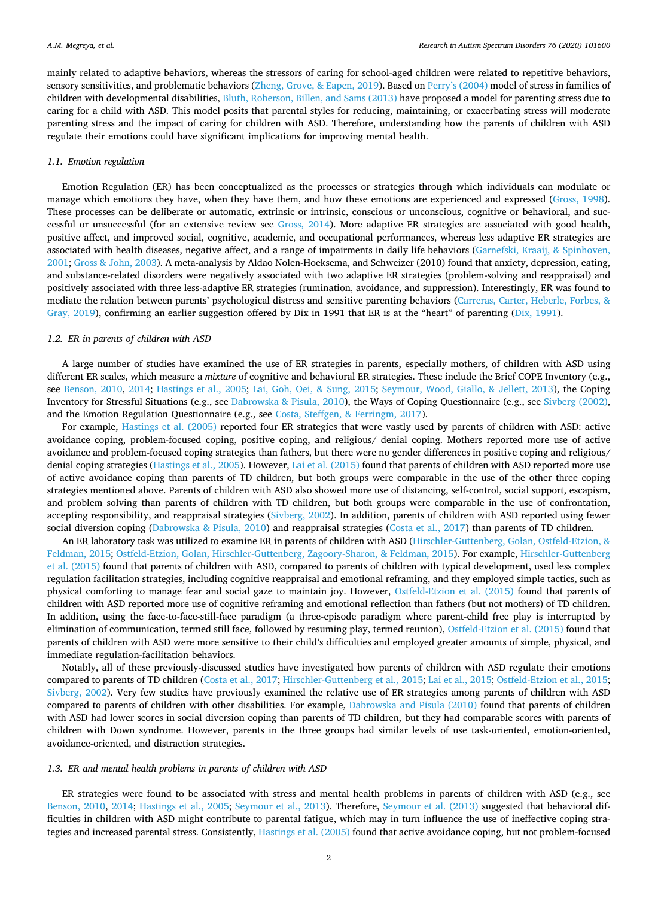mainly related to adaptive behaviors, whereas the stressors of caring for school-aged children were related to repetitive behaviors, sensory sensitivities, and problematic behaviors (Zheng, Grove, & Eapen, 2019). Based on Perry's (2004) model of stress in families of children with developmental disabilities, Bluth, Roberson, Billen, and Sams (2013) have proposed a model for parenting stress due to caring for a child with ASD. This model posits that parental styles for reducing, maintaining, or exacerbating stress will moderate parenting stress and the impact of caring for children with ASD. Therefore, understanding how the parents of children with ASD regulate their emotions could have significant implications for improving mental health.

### *1.1. Emotion regulation*

Emotion Regulation (ER) has been conceptualized as the processes or strategies through which individuals can modulate or manage which emotions they have, when they have them, and how these emotions are experienced and expressed (Gross, 1998). These processes can be deliberate or automatic, extrinsic or intrinsic, conscious or unconscious, cognitive or behavioral, and successful or unsuccessful (for an extensive review see Gross, 2014). More adaptive ER strategies are associated with good health, positive affect, and improved social, cognitive, academic, and occupational performances, whereas less adaptive ER strategies are associated with health diseases, negative affect, and a range of impairments in daily life behaviors (Garnefski, Kraaij, & Spinhoven, 2001; Gross & John, 2003). A meta-analysis by Aldao Nolen-Hoeksema, and Schweizer (2010) found that anxiety, depression, eating, and substance-related disorders were negatively associated with two adaptive ER strategies (problem-solving and reappraisal) and positively associated with three less-adaptive ER strategies (rumination, avoidance, and suppression). Interestingly, ER was found to mediate the relation between parents' psychological distress and sensitive parenting behaviors (Carreras, Carter, Heberle, Forbes, & Gray, 2019), confirming an earlier suggestion offered by Dix in 1991 that ER is at the "heart" of parenting (Dix, 1991).

### *1.2. ER in parents of children with ASD*

A large number of studies have examined the use of ER strategies in parents, especially mothers, of children with ASD using different ER scales, which measure a *mixture* of cognitive and behavioral ER strategies. These include the Brief COPE Inventory (e.g., see Benson, 2010, 2014; Hastings et al., 2005; Lai, Goh, Oei, & Sung, 2015; Seymour, Wood, Giallo, & Jellett, 2013), the Coping Inventory for Stressful Situations (e.g., see Dabrowska & Pisula, 2010), the Ways of Coping Questionnaire (e.g., see Sivberg (2002), and the Emotion Regulation Questionnaire (e.g., see Costa, Steffgen, & Ferringm, 2017).

For example, Hastings et al. (2005) reported four ER strategies that were vastly used by parents of children with ASD: active avoidance coping, problem-focused coping, positive coping, and religious/ denial coping. Mothers reported more use of active avoidance and problem-focused coping strategies than fathers, but there were no gender differences in positive coping and religious/ denial coping strategies (Hastings et al., 2005). However, Lai et al. (2015) found that parents of children with ASD reported more use of active avoidance coping than parents of TD children, but both groups were comparable in the use of the other three coping strategies mentioned above. Parents of children with ASD also showed more use of distancing, self-control, social support, escapism, and problem solving than parents of children with TD children, but both groups were comparable in the use of confrontation, accepting responsibility, and reappraisal strategies (Sivberg, 2002). In addition, parents of children with ASD reported using fewer social diversion coping (Dabrowska & Pisula, 2010) and reappraisal strategies (Costa et al., 2017) than parents of TD children.

An ER laboratory task was utilized to examine ER in parents of children with ASD (Hirschler-Guttenberg, Golan, Ostfeld-Etzion, & Feldman, 2015; Ostfeld-Etzion, Golan, Hirschler-Guttenberg, Zagoory-Sharon, & Feldman, 2015). For example, Hirschler-Guttenberg et al. (2015) found that parents of children with ASD, compared to parents of children with typical development, used less complex regulation facilitation strategies, including cognitive reappraisal and emotional reframing, and they employed simple tactics, such as physical comforting to manage fear and social gaze to maintain joy. However, Ostfeld-Etzion et al. (2015) found that parents of children with ASD reported more use of cognitive reframing and emotional reflection than fathers (but not mothers) of TD children. In addition, using the face-to-face-still-face paradigm (a three-episode paradigm where parent-child free play is interrupted by elimination of communication, termed still face, followed by resuming play, termed reunion), Ostfeld-Etzion et al. (2015) found that parents of children with ASD were more sensitive to their child's difficulties and employed greater amounts of simple, physical, and immediate regulation-facilitation behaviors.

Notably, all of these previously-discussed studies have investigated how parents of children with ASD regulate their emotions compared to parents of TD children (Costa et al., 2017; Hirschler-Guttenberg et al., 2015; Lai et al., 2015; Ostfeld-Etzion et al., 2015; Sivberg, 2002). Very few studies have previously examined the relative use of ER strategies among parents of children with ASD compared to parents of children with other disabilities. For example, Dabrowska and Pisula (2010) found that parents of children with ASD had lower scores in social diversion coping than parents of TD children, but they had comparable scores with parents of children with Down syndrome. However, parents in the three groups had similar levels of use task-oriented, emotion-oriented, avoidance-oriented, and distraction strategies.

### *1.3. ER and mental health problems in parents of children with ASD*

ER strategies were found to be associated with stress and mental health problems in parents of children with ASD (e.g., see Benson, 2010, 2014; Hastings et al., 2005; Seymour et al., 2013). Therefore, Seymour et al. (2013) suggested that behavioral difficulties in children with ASD might contribute to parental fatigue, which may in turn influence the use of ineffective coping strategies and increased parental stress. Consistently, Hastings et al. (2005) found that active avoidance coping, but not problem-focused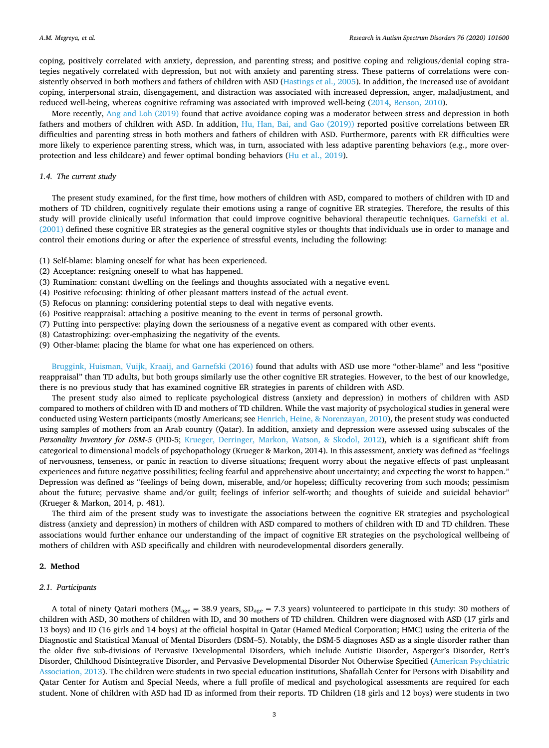coping, positively correlated with anxiety, depression, and parenting stress; and positive coping and religious/denial coping strategies negatively correlated with depression, but not with anxiety and parenting stress. These patterns of correlations were consistently observed in both mothers and fathers of children with ASD (Hastings et al., 2005). In addition, the increased use of avoidant coping, interpersonal strain, disengagement, and distraction was associated with increased depression, anger, maladjustment, and reduced well-being, whereas cognitive reframing was associated with improved well-being (2014, Benson, 2010).

More recently, Ang and Loh (2019) found that active avoidance coping was a moderator between stress and depression in both fathers and mothers of children with ASD. In addition, Hu, Han, Bai, and Gao (2019)) reported positive correlations between ER difficulties and parenting stress in both mothers and fathers of children with ASD. Furthermore, parents with ER difficulties were more likely to experience parenting stress, which was, in turn, associated with less adaptive parenting behaviors (e.g., more overprotection and less childcare) and fewer optimal bonding behaviors (Hu et al., 2019).

### 1.4. The current study

The present study examined, for the first time, how mothers of children with ASD, compared to mothers of children with ID and mothers of TD children, cognitively regulate their emotions using a range of cognitive ER strategies. Therefore, the results of this study will provide clinically useful information that could improve cognitive behavioral therapeutic techniques. Garnefski et al. (2001) defined these cognitive ER strategies as the general cognitive styles or thoughts that individuals use in order to manage and control their emotions during or after the experience of stressful events, including the following:

(1) Self-blame: blaming oneself for what has been experienced.
(2) Acceptance: resigning oneself to what has happened.
(3) Rumination: constant dwelling on the feelings and thoughts associated with a negative event.
(4) Positive refocusing: thinking of other pleasant matters instead of the actual event.
(5) Refocus on planning: considering potential steps to deal with negative events.
(6) Positive reappraisal: attaching a positive meaning to the event in terms of personal growth.
(7) Putting into perspective: playing down the seriousness of a negative event as compared with other events.
(8) Catastrophizing: over-emphasizing the negativity of the events.
(9) Other-blame: placing the blame for what one has experienced on others.

Bruggink, Huisman, Vuijk, Kraaij, and Garnefski (2016) found that adults with ASD use more "other-blame" and less "positive reappraisal" than TD adults, but both groups similarly use the other cognitive ER strategies. However, to the best of our knowledge, there is no previous study that has examined cognitive ER strategies in parents of children with ASD.

The present study also aimed to replicate psychological distress (anxiety and depression) in mothers of children with ASD compared to mothers of children with ID and mothers of TD children. While the vast majority of psychological studies in general were conducted using Western participants (mostly Americans; see Henrich, Heine, & Norenzayan, 2010), the present study was conducted using samples of mothers from an Arab country (Qatar). In addition, anxiety and depression were assessed using subscales of the *Personality Inventory for DSM-5* (PID-5; Krueger, Derringer, Markon, Watson, & Skodol, 2012), which is a significant shift from categorical to dimensional models of psychopathology (Krueger & Markon, 2014). In this assessment, anxiety was defined as "feelings of nervousness, tenseness, or panic in reaction to diverse situations; frequent worry about the negative effects of past unpleasant experiences and future negative possibilities; feeling fearful and apprehensive about uncertainty; and expecting the worst to happen." Depression was defined as "feelings of being down, miserable, and/or hopeless; difficulty recovering from such moods; pessimism about the future; pervasive shame and/or guilt; feelings of inferior self-worth; and thoughts of suicide and suicidal behavior" (Krueger & Markon, 2014, p. 481).

The third aim of the present study was to investigate the associations between the cognitive ER strategies and psychological distress (anxiety and depression) in mothers of children with ASD compared to mothers of children with ID and TD children. These associations would further enhance our understanding of the impact of cognitive ER strategies on the psychological wellbeing of mothers of children with ASD specifically and children with neurodevelopmental disorders generally.

## 2. Method

### 2.1. Participants

A total of ninety Qatari mothers ($M_{age}$ = 38.9 years, $SD_{age}$ = 7.3 years) volunteered to participate in this study: 30 mothers of children with ASD, 30 mothers of children with ID, and 30 mothers of TD children. Children were diagnosed with ASD (17 girls and 13 boys) and ID (16 girls and 14 boys) at the official hospital in Qatar (Hamed Medical Corporation; HMC) using the criteria of the Diagnostic and Statistical Manual of Mental Disorders (DSM–5). Notably, the DSM-5 diagnoses ASD as a single disorder rather than the older five sub-divisions of Pervasive Developmental Disorders, which include Autistic Disorder, Asperger's Disorder, Rett's Disorder, Childhood Disintegrative Disorder, and Pervasive Developmental Disorder Not Otherwise Specified (American Psychiatric Association, 2013). The children were students in two special education institutions, Shafallah Center for Persons with Disability and Qatar Center for Autism and Special Needs, where a full profile of medical and psychological assessments are required for each student. None of children with ASD had ID as informed from their reports. TD Children (18 girls and 12 boys) were students in two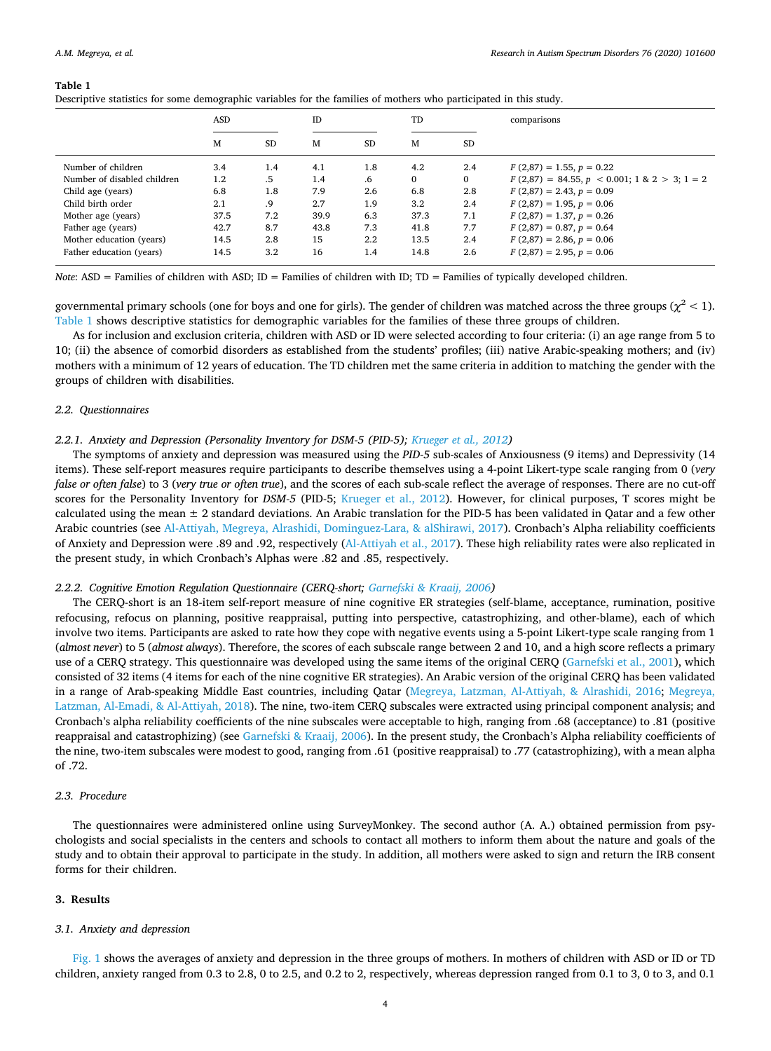**Table 1**
Descriptive statistics for some demographic variables for the families of mothers who participated in this study.

| | ASD | | ID | | TD | | comparisons |
|---|---|---|---|---|---|---|---|
| | M | SD | M | SD | M | SD | |
| Number of children | 3.4 | 1.4 | 4.1 | 1.8 | 4.2 | 2.4 | $F(2,87) = 1.55, p = 0.22$ |
| Number of disabled children | 1.2 | .5 | 1.4 | .6 | 0 | 0 | $F(2,87) = 84.55, p < 0.001$; 1 & 2 > 3; 1 = 2 |
| Child age (years) | 6.8 | 1.8 | 7.9 | 2.6 | 6.8 | 2.8 | $F(2,87) = 2.43, p = 0.09$ |
| Child birth order | 2.1 | .9 | 2.7 | 1.9 | 3.2 | 2.4 | $F(2,87) = 1.95, p = 0.06$ |
| Mother age (years) | 37.5 | 7.2 | 39.9 | 6.3 | 37.3 | 7.1 | $F(2,87) = 1.37, p = 0.26$ |
| Father age (years) | 42.7 | 8.7 | 43.8 | 7.3 | 41.8 | 7.7 | $F(2,87) = 0.87, p = 0.64$ |
| Mother education (years) | 14.5 | 2.8 | 15 | 2.2 | 13.5 | 2.4 | $F(2,87) = 2.86, p = 0.06$ |
| Father education (years) | 14.5 | 3.2 | 16 | 1.4 | 14.8 | 2.6 | $F(2,87) = 2.95, p = 0.06$ |

*Note*: ASD = Families of children with ASD; ID = Families of children with ID; TD = Families of typically developed children.

governmental primary schools (one for boys and one for girls). The gender of children was matched across the three groups ($\chi^2 < 1$). Table 1 shows descriptive statistics for demographic variables for the families of these three groups of children.

As for inclusion and exclusion criteria, children with ASD or ID were selected according to four criteria: (i) an age range from 5 to 10; (ii) the absence of comorbid disorders as established from the students' profiles; (iii) native Arabic-speaking mothers; and (iv) mothers with a minimum of 12 years of education. The TD children met the same criteria in addition to matching the gender with the groups of children with disabilities.

### 2.2. Questionnaires

#### 2.2.1. Anxiety and Depression (Personality Inventory for DSM-5 (PID-5); Krueger et al., 2012)

The symptoms of anxiety and depression was measured using the *PID-5* sub-scales of Anxiousness (9 items) and Depressivity (14 items). These self-report measures require participants to describe themselves using a 4-point Likert-type scale ranging from 0 (*very false or often false*) to 3 (*very true or often true*), and the scores of each sub-scale reflect the average of responses. There are no cut-off scores for the Personality Inventory for *DSM-5* (PID-5; Krueger et al., 2012). However, for clinical purposes, T scores might be calculated using the mean ± 2 standard deviations. An Arabic translation for the PID-5 has been validated in Qatar and a few other Arabic countries (see Al-Attiyah, Megreya, Alrashidi, Dominguez-Lara, & alShirawi, 2017). Cronbach's Alpha reliability coefficients of Anxiety and Depression were .89 and .92, respectively (Al-Attiyah et al., 2017). These high reliability rates were also replicated in the present study, in which Cronbach's Alphas were .82 and .85, respectively.

#### 2.2.2. Cognitive Emotion Regulation Questionnaire (CERQ-short; Garnefski & Kraaij, 2006)

The CERQ-short is an 18-item self-report measure of nine cognitive ER strategies (self-blame, acceptance, rumination, positive refocusing, refocus on planning, positive reappraisal, putting into perspective, catastrophizing, and other-blame), each of which involve two items. Participants are asked to rate how they cope with negative events using a 5-point Likert-type scale ranging from 1 (*almost never*) to 5 (*almost always*). Therefore, the scores of each subscale range between 2 and 10, and a high score reflects a primary use of a CERQ strategy. This questionnaire was developed using the same items of the original CERQ (Garnefski et al., 2001), which consisted of 32 items (4 items for each of the nine cognitive ER strategies). An Arabic version of the original CERQ has been validated in a range of Arab-speaking Middle East countries, including Qatar (Megreya, Latzman, Al-Attiyah, & Alrashidi, 2016; Megreya, Latzman, Al-Emadi, & Al-Attiyah, 2018). The nine, two-item CERQ subscales were extracted using principal component analysis; and Cronbach's alpha reliability coefficients of the nine subscales were acceptable to high, ranging from .68 (acceptance) to .81 (positive reappraisal and catastrophizing) (see Garnefski & Kraaij, 2006). In the present study, the Cronbach's Alpha reliability coefficients of the nine, two-item subscales were modest to good, ranging from .61 (positive reappraisal) to .77 (catastrophizing), with a mean alpha of .72.

### 2.3. Procedure

The questionnaires were administered online using SurveyMonkey. The second author (A. A.) obtained permission from psychologists and social specialists in the centers and schools to contact all mothers to inform them about the nature and goals of the study and to obtain their approval to participate in the study. In addition, all mothers were asked to sign and return the IRB consent forms for their children.

## 3. Results

### 3.1. Anxiety and depression

Fig. 1 shows the averages of anxiety and depression in the three groups of mothers. In mothers of children with ASD or ID or TD children, anxiety ranged from 0.3 to 2.8, 0 to 2.5, and 0.2 to 2, respectively, whereas depression ranged from 0.1 to 3, 0 to 3, and 0.1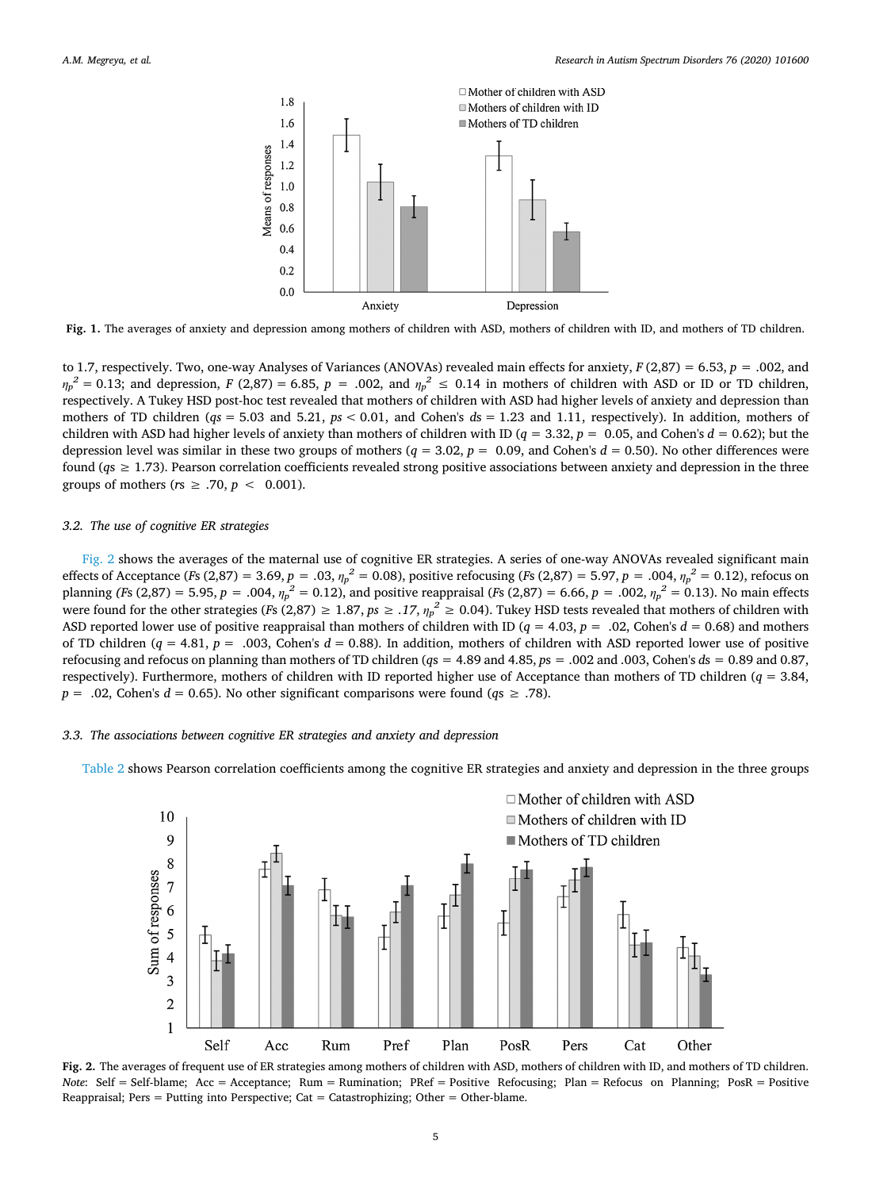**Fig. 1.** The averages of anxiety and depression among mothers of children with ASD, mothers of children with ID, and mothers of TD children.

to 1.7, respectively. Two, one-way Analyses of Variances (ANOVAs) revealed main effects for anxiety, $F(2,87) = 6.53$, $p = .002$, and $\eta_p^2 = 0.13$; and depression, $F(2,87) = 6.85$, $p = .002$, and $\eta_p^2 \leq 0.14$ in mothers of children with ASD or ID or TD children, respectively. A Tukey HSD post-hoc test revealed that mothers of children with ASD had higher levels of anxiety and depression than mothers of TD children ($qs = 5.03$ and $5.21$, $ps < 0.01$, and Cohen's $ds = 1.23$ and $1.11$, respectively). In addition, mothers of children with ASD had higher levels of anxiety than mothers of children with ID ($q = 3.32$, $p = 0.05$, and Cohen's $d = 0.62$); but the depression level was similar in these two groups of mothers ($q = 3.02$, $p = 0.09$, and Cohen's $d = 0.50$). No other differences were found ($qs \geq 1.73$). Pearson correlation coefficients revealed strong positive associations between anxiety and depression in the three groups of mothers ($rs \geq .70$, $p < 0.001$).

### 3.2. The use of cognitive ER strategies

Fig. 2 shows the averages of the maternal use of cognitive ER strategies. A series of one-way ANOVAs revealed significant main effects of Acceptance ($Fs(2,87) = 3.69$, $p = .03$, $\eta_p^2 = 0.08$), positive refocusing ($Fs(2,87) = 5.97$, $p = .004$, $\eta_p^2 = 0.12$), refocus on planning ($Fs(2,87) = 5.95$, $p = .004$, $\eta_p^2 = 0.12$), and positive reappraisal ($Fs(2,87) = 6.66$, $p = .002$, $\eta_p^2 = 0.13$). No main effects were found for the other strategies ($Fs(2,87) \geq 1.87$, $ps \geq .17$, $\eta_p^2 \geq 0.04$). Tukey HSD tests revealed that mothers of children with ASD reported lower use of positive reappraisal than mothers of children with ID ($q = 4.03$, $p = .02$, Cohen's $d = 0.68$) and mothers of TD children ($q = 4.81$, $p = .003$, Cohen's $d = 0.88$). In addition, mothers of children with ASD reported lower use of positive refocusing and refocus on planning than mothers of TD children ($qs = 4.89$ and $4.85$, $ps = .002$ and $.003$, Cohen's $ds = 0.89$ and $0.87$, respectively). Furthermore, mothers of children with ID reported higher use of Acceptance than mothers of TD children ($q = 3.84$, $p = .02$, Cohen's $d = 0.65$). No other significant comparisons were found ($qs \geq .78$).

### 3.3. The associations between cognitive ER strategies and anxiety and depression

Table 2 shows Pearson correlation coefficients among the cognitive ER strategies and anxiety and depression in the three groups

**Fig. 2.** The averages of frequent use of ER strategies among mothers of children with ASD, mothers of children with ID, and mothers of TD children. *Note*: Self = Self-blame; Acc = Acceptance; Rum = Rumination; PRef = Positive Refocusing; Plan = Refocus on Planning; PosR = Positive Reappraisal; Pers = Putting into Perspective; Cat = Catastrophizing; Other = Other-blame.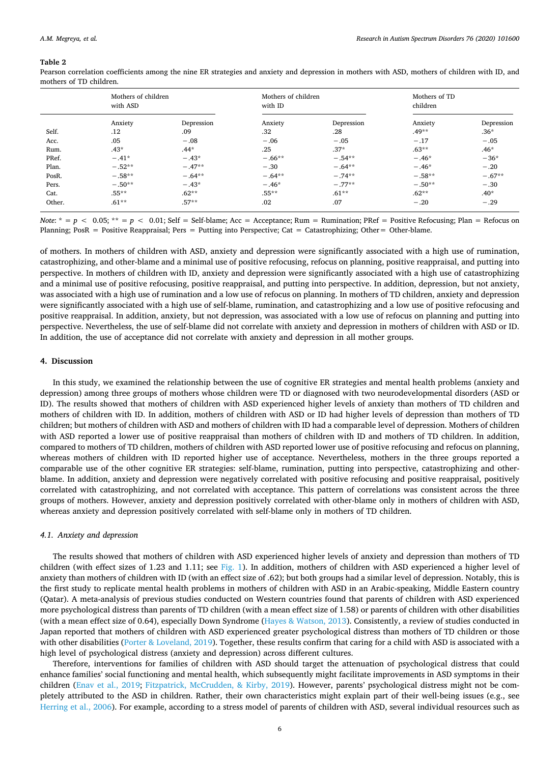**Table 2**
Pearson correlation coefficients among the nine ER strategies and anxiety and depression in mothers with ASD, mothers of children with ID, and mothers of TD children.

| | Mothers of children with ASD | | Mothers of children with ID | | Mothers of TD children | |
|---|---|---|---|---|---|---|
| | Anxiety | Depression | Anxiety | Depression | Anxiety | Depression |
| Self. | .12 | .09 | .32 | .28 | .49** | .36* |
| Acc. | .05 | −.08 | −.06 | −.05 | −.17 | −.05 |
| Rum. | .43* | .44* | .25 | .37* | .63** | .46* |
| PRef. | −.41* | −.43* | −.66** | −.54** | −.46* | −36* |
| Plan. | −.52** | −.47** | −.30 | −.64** | −.46* | −.20 |
| PosR. | −.58** | −.64** | −.64** | −.74** | −.58** | −.67** |
| Pers. | −.50** | −.43* | −.46* | −.77** | −.50** | −.30 |
| Cat. | .55** | .62** | .55** | .61** | .62** | .40* |
| Other. | .61** | .57** | .02 | .07 | −.20 | −.29 |

*Note*: * = $p < 0.05$; ** = $p < 0.01$; Self = Self-blame; Acc = Acceptance; Rum = Rumination; PRef = Positive Refocusing; Plan = Refocus on Planning; PosR = Positive Reappraisal; Pers = Putting into Perspective; Cat = Catastrophizing; Other = Other-blame.

of mothers. In mothers of children with ASD, anxiety and depression were significantly associated with a high use of rumination, catastrophizing, and other-blame and a minimal use of positive refocusing, refocus on planning, positive reappraisal, and putting into perspective. In mothers of children with ID, anxiety and depression were significantly associated with a high use of catastrophizing and a minimal use of positive refocusing, positive reappraisal, and putting into perspective. In addition, depression, but not anxiety, was associated with a high use of rumination and a low use of refocus on planning. In mothers of TD children, anxiety and depression were significantly associated with a high use of self-blame, rumination, and catastrophizing and a low use of positive refocusing and positive reappraisal. In addition, anxiety, but not depression, was associated with a low use of refocus on planning and putting into perspective. Nevertheless, the use of self-blame did not correlate with anxiety and depression in mothers of children with ASD or ID. In addition, the use of acceptance did not correlate with anxiety and depression in all mother groups.

## 4. Discussion

In this study, we examined the relationship between the use of cognitive ER strategies and mental health problems (anxiety and depression) among three groups of mothers whose children were TD or diagnosed with two neurodevelopmental disorders (ASD or ID). The results showed that mothers of children with ASD experienced higher levels of anxiety than mothers of TD children and mothers of children with ID. In addition, mothers of children with ASD or ID had higher levels of depression than mothers of TD children; but mothers of children with ASD and mothers of children with ID had a comparable level of depression. Mothers of children with ASD reported a lower use of positive reappraisal than mothers of children with ID and mothers of TD children. In addition, compared to mothers of TD children, mothers of children with ASD reported lower use of positive refocusing and refocus on planning, whereas mothers of children with ID reported higher use of acceptance. Nevertheless, mothers in the three groups reported a comparable use of the other cognitive ER strategies: self-blame, rumination, putting into perspective, catastrophizing and other-blame. In addition, anxiety and depression were negatively correlated with positive refocusing and positive reappraisal, positively correlated with catastrophizing, and not correlated with acceptance. This pattern of correlations was consistent across the three groups of mothers. However, anxiety and depression positively correlated with other-blame only in mothers of children with ASD, whereas anxiety and depression positively correlated with self-blame only in mothers of TD children.

### 4.1. Anxiety and depression

The results showed that mothers of children with ASD experienced higher levels of anxiety and depression than mothers of TD children (with effect sizes of 1.23 and 1.11; see Fig. 1). In addition, mothers of children with ASD experienced a higher level of anxiety than mothers of children with ID (with an effect size of .62); but both groups had a similar level of depression. Notably, this is the first study to replicate mental health problems in mothers of children with ASD in an Arabic-speaking, Middle Eastern country (Qatar). A meta-analysis of previous studies conducted on Western countries found that parents of children with ASD experienced more psychological distress than parents of TD children (with a mean effect size of 1.58) or parents of children with other disabilities (with a mean effect size of 0.64), especially Down Syndrome (Hayes & Watson, 2013). Consistently, a review of studies conducted in Japan reported that mothers of children with ASD experienced greater psychological distress than mothers of TD children or those with other disabilities (Porter & Loveland, 2019). Together, these results confirm that caring for a child with ASD is associated with a high level of psychological distress (anxiety and depression) across different cultures.

Therefore, interventions for families of children with ASD should target the attenuation of psychological distress that could enhance families' social functioning and mental health, which subsequently might facilitate improvements in ASD symptoms in their children (Enav et al., 2019; Fitzpatrick, McCrudden, & Kirby, 2019). However, parents' psychological distress might not be completely attributed to the ASD in children. Rather, their own characteristics might explain part of their well-being issues (e.g., see Herring et al., 2006). For example, according to a stress model of parents of children with ASD, several individual resources such as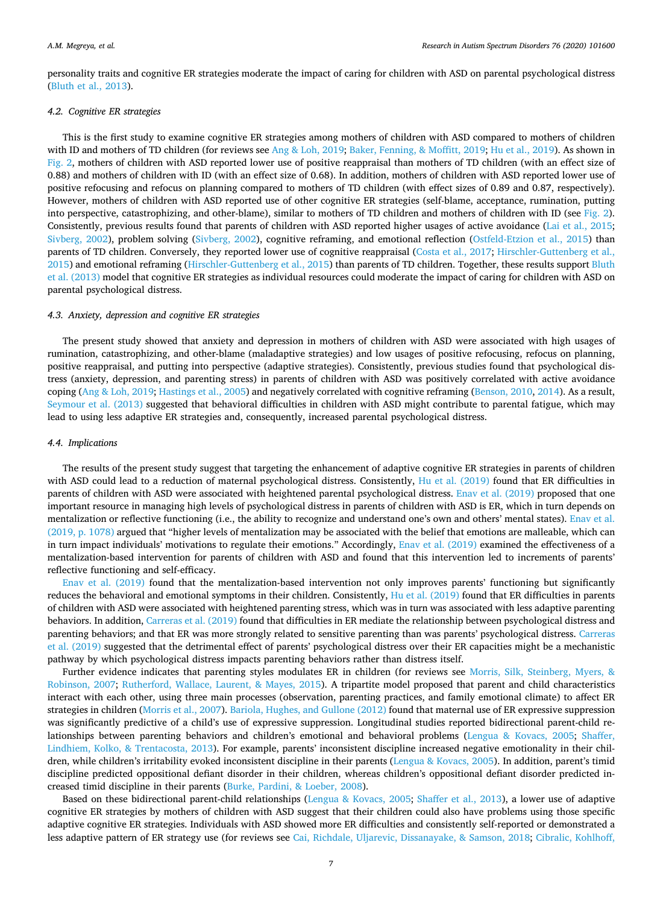personality traits and cognitive ER strategies moderate the impact of caring for children with ASD on parental psychological distress (Bluth et al., 2013).

### 4.2. Cognitive ER strategies

This is the first study to examine cognitive ER strategies among mothers of children with ASD compared to mothers of children with ID and mothers of TD children (for reviews see Ang & Loh, 2019; Baker, Fenning, & Moffitt, 2019; Hu et al., 2019). As shown in Fig. 2, mothers of children with ASD reported lower use of positive reappraisal than mothers of TD children (with an effect size of 0.88) and mothers of children with ID (with an effect size of 0.68). In addition, mothers of children with ASD reported lower use of positive refocusing and refocus on planning compared to mothers of TD children (with effect sizes of 0.89 and 0.87, respectively). However, mothers of children with ASD reported use of other cognitive ER strategies (self-blame, acceptance, rumination, putting into perspective, catastrophizing, and other-blame), similar to mothers of TD children and mothers of children with ID (see Fig. 2). Consistently, previous results found that parents of children with ASD reported higher usages of active avoidance (Lai et al., 2015; Sivberg, 2002), problem solving (Sivberg, 2002), cognitive reframing, and emotional reflection (Ostfeld-Etzion et al., 2015) than parents of TD children. Conversely, they reported lower use of cognitive reappraisal (Costa et al., 2017; Hirschler-Guttenberg et al., 2015) and emotional reframing (Hirschler-Guttenberg et al., 2015) than parents of TD children. Together, these results support Bluth et al. (2013) model that cognitive ER strategies as individual resources could moderate the impact of caring for children with ASD on parental psychological distress.

### 4.3. Anxiety, depression and cognitive ER strategies

The present study showed that anxiety and depression in mothers of children with ASD were associated with high usages of rumination, catastrophizing, and other-blame (maladaptive strategies) and low usages of positive refocusing, refocus on planning, positive reappraisal, and putting into perspective (adaptive strategies). Consistently, previous studies found that psychological distress (anxiety, depression, and parenting stress) in parents of children with ASD was positively correlated with active avoidance coping (Ang & Loh, 2019; Hastings et al., 2005) and negatively correlated with cognitive reframing (Benson, 2010, 2014). As a result, Seymour et al. (2013) suggested that behavioral difficulties in children with ASD might contribute to parental fatigue, which may lead to using less adaptive ER strategies and, consequently, increased parental psychological distress.

### 4.4. Implications

The results of the present study suggest that targeting the enhancement of adaptive cognitive ER strategies in parents of children with ASD could lead to a reduction of maternal psychological distress. Consistently, Hu et al. (2019) found that ER difficulties in parents of children with ASD were associated with heightened parental psychological distress. Enav et al. (2019) proposed that one important resource in managing high levels of psychological distress in parents of children with ASD is ER, which in turn depends on mentalization or reflective functioning (i.e., the ability to recognize and understand one's own and others' mental states). Enav et al. (2019, p. 1078) argued that "higher levels of mentalization may be associated with the belief that emotions are malleable, which can in turn impact individuals' motivations to regulate their emotions." Accordingly, Enav et al. (2019) examined the effectiveness of a mentalization-based intervention for parents of children with ASD and found that this intervention led to increments of parents' reflective functioning and self-efficacy.

Enav et al. (2019) found that the mentalization-based intervention not only improves parents' functioning but significantly reduces the behavioral and emotional symptoms in their children. Consistently, Hu et al. (2019) found that ER difficulties in parents of children with ASD were associated with heightened parenting stress, which was in turn was associated with less adaptive parenting behaviors. In addition, Carreras et al. (2019) found that difficulties in ER mediate the relationship between psychological distress and parenting behaviors; and that ER was more strongly related to sensitive parenting than was parents' psychological distress. Carreras et al. (2019) suggested that the detrimental effect of parents' psychological distress over their ER capacities might be a mechanistic pathway by which psychological distress impacts parenting behaviors rather than distress itself.

Further evidence indicates that parenting styles modulates ER in children (for reviews see Morris, Silk, Steinberg, Myers, & Robinson, 2007; Rutherford, Wallace, Laurent, & Mayes, 2015). A tripartite model proposed that parent and child characteristics interact with each other, using three main processes (observation, parenting practices, and family emotional climate) to affect ER strategies in children (Morris et al., 2007). Bariola, Hughes, and Gullone (2012) found that maternal use of ER expressive suppression was significantly predictive of a child's use of expressive suppression. Longitudinal studies reported bidirectional parent-child relationships between parenting behaviors and children's emotional and behavioral problems (Lengua & Kovacs, 2005; Shaffer, Lindhiem, Kolko, & Trentacosta, 2013). For example, parents' inconsistent discipline increased negative emotionality in their children, while children's irritability evoked inconsistent discipline in their parents (Lengua & Kovacs, 2005). In addition, parent's timid discipline predicted oppositional defiant disorder in their children, whereas children's oppositional defiant disorder predicted increased timid discipline in their parents (Burke, Pardini, & Loeber, 2008).

Based on these bidirectional parent-child relationships (Lengua & Kovacs, 2005; Shaffer et al., 2013), a lower use of adaptive cognitive ER strategies by mothers of children with ASD suggest that their children could also have problems using those specific adaptive cognitive ER strategies. Individuals with ASD showed more ER difficulties and consistently self-reported or demonstrated a less adaptive pattern of ER strategy use (for reviews see Cai, Richdale, Uljarevic, Dissanayake, & Samson, 2018; Cibralic, Kohlhoff,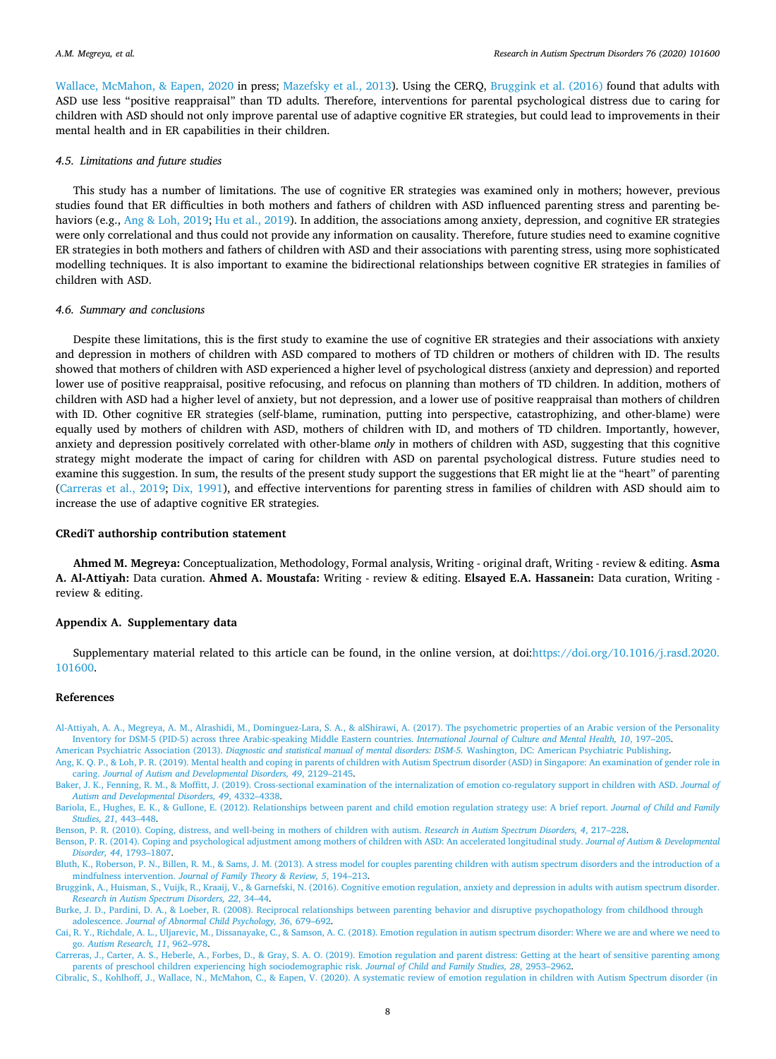Wallace, McMahon, & Eapen, 2020 in press; Mazefsky et al., 2013). Using the CERQ, Bruggink et al. (2016) found that adults with ASD use less "positive reappraisal" than TD adults. Therefore, interventions for parental psychological distress due to caring for children with ASD should not only improve parental use of adaptive cognitive ER strategies, but could lead to improvements in their mental health and in ER capabilities in their children.

### 4.5. Limitations and future studies

This study has a number of limitations. The use of cognitive ER strategies was examined only in mothers; however, previous studies found that ER difficulties in both mothers and fathers of children with ASD influenced parenting stress and parenting behaviors (e.g., Ang & Loh, 2019; Hu et al., 2019). In addition, the associations among anxiety, depression, and cognitive ER strategies were only correlational and thus could not provide any information on causality. Therefore, future studies need to examine cognitive ER strategies in both mothers and fathers of children with ASD and their associations with parenting stress, using more sophisticated modelling techniques. It is also important to examine the bidirectional relationships between cognitive ER strategies in families of children with ASD.

### 4.6. Summary and conclusions

Despite these limitations, this is the first study to examine the use of cognitive ER strategies and their associations with anxiety and depression in mothers of children with ASD compared to mothers of TD children or mothers of children with ID. The results showed that mothers of children with ASD experienced a higher level of psychological distress (anxiety and depression) and reported lower use of positive reappraisal, positive refocusing, and refocus on planning than mothers of TD children. In addition, mothers of children with ASD had a higher level of anxiety, but not depression, and a lower use of positive reappraisal than mothers of children with ID. Other cognitive ER strategies (self-blame, rumination, putting into perspective, catastrophizing, and other-blame) were equally used by mothers of children with ASD, mothers of children with ID, and mothers of TD children. Importantly, however, anxiety and depression positively correlated with other-blame *only* in mothers of children with ASD, suggesting that this cognitive strategy might moderate the impact of caring for children with ASD on parental psychological distress. Future studies need to examine this suggestion. In sum, the results of the present study support the suggestions that ER might lie at the "heart" of parenting (Carreras et al., 2019; Dix, 1991), and effective interventions for parenting stress in families of children with ASD should aim to increase the use of adaptive cognitive ER strategies.

## CRediT authorship contribution statement

**Ahmed M. Megreya:** Conceptualization, Methodology, Formal analysis, Writing - original draft, Writing - review & editing. **Asma A. Al-Attiyah:** Data curation. **Ahmed A. Moustafa:** Writing - review & editing. **Elsayed E.A. Hassanein:** Data curation, Writing - review & editing.

## Appendix A. Supplementary data

Supplementary material related to this article can be found, in the online version, at doi:https://doi.org/10.1016/j.rasd.2020.101600.

## References

Al-Attiyah, A. A., Megreya, A. M., Alrashidi, M., Dominguez-Lara, S. A., & alShirawi, A. (2017). The psychometric properties of an Arabic version of the Personality Inventory for DSM-5 (PID-5) across three Arabic-speaking Middle Eastern countries. *International Journal of Culture and Mental Health, 10*, 197–205.

American Psychiatric Association (2013). *Diagnostic and statistical manual of mental disorders: DSM-5.* Washington, DC: American Psychiatric Publishing.

Ang, K. Q. P., & Loh, P. R. (2019). Mental health and coping in parents of children with Autism Spectrum disorder (ASD) in Singapore: An examination of gender role in caring. *Journal of Autism and Developmental Disorders, 49*, 2129–2145.

Baker, J. K., Fenning, R. M., & Moffitt, J. (2019). Cross-sectional examination of the internalization of emotion co-regulatory support in children with ASD. *Journal of Autism and Developmental Disorders, 49*, 4332–4338.

Bariola, E., Hughes, E. K., & Gullone, E. (2012). Relationships between parent and child emotion regulation strategy use: A brief report. *Journal of Child and Family Studies, 21*, 443–448.

Benson, P. R. (2010). Coping, distress, and well-being in mothers of children with autism. *Research in Autism Spectrum Disorders, 4*, 217–228.

Benson, P. R. (2014). Coping and psychological adjustment among mothers of children with ASD: An accelerated longitudinal study. *Journal of Autism & Developmental Disorder, 44*, 1793–1807.

Bluth, K., Roberson, P. N., Billen, R. M., & Sams, J. M. (2013). A stress model for couples parenting children with autism spectrum disorders and the introduction of a mindfulness intervention. *Journal of Family Theory & Review, 5*, 194–213.

Bruggink, A., Huisman, S., Vuijk, R., Kraaij, V., & Garnefski, N. (2016). Cognitive emotion regulation, anxiety and depression in adults with autism spectrum disorder. *Research in Autism Spectrum Disorders, 22*, 34–44.

Burke, J. D., Pardini, D. A., & Loeber, R. (2008). Reciprocal relationships between parenting behavior and disruptive psychopathology from childhood through adolescence. *Journal of Abnormal Child Psychology, 36*, 679–692.

Cai, R. Y., Richdale, A. L., Uljarevic, M., Dissanayake, C., & Samson, A. C. (2018). Emotion regulation in autism spectrum disorder: Where we are and where we need to go. *Autism Research, 11*, 962–978.

Carreras, J., Carter, A. S., Heberle, A., Forbes, D., & Gray, S. A. O. (2019). Emotion regulation and parent distress: Getting at the heart of sensitive parenting among parents of preschool children experiencing high sociodemographic risk. *Journal of Child and Family Studies, 28*, 2953–2962.

Cibralic, S., Kohlhoff, J., Wallace, N., McMahon, C., & Eapen, V. (2020). A systematic review of emotion regulation in children with Autism Spectrum disorder (in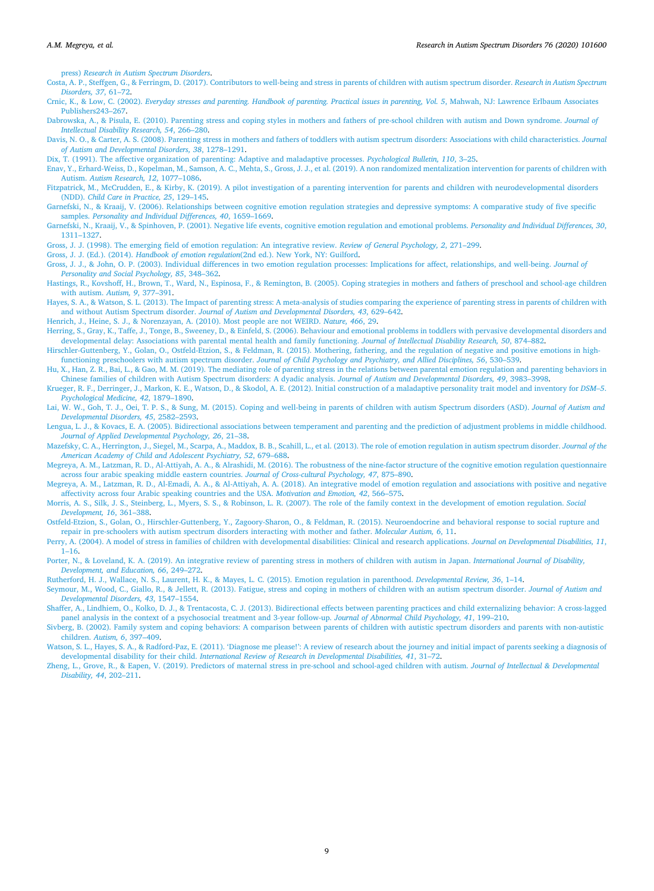press) *Research in Autism Spectrum Disorders*.

Costa, A. P., Steffgen, G., & Ferringm, D. (2017). Contributors to well-being and stress in parents of children with autism spectrum disorder. *Research in Autism Spectrum Disorders, 37*, 61–72.

Crnic, K., & Low, C. (2002). *Everyday stresses and parenting. Handbook of parenting. Practical issues in parenting, Vol. 5*, Mahwah, NJ: Lawrence Erlbaum Associates Publishers243–267.

Dabrowska, A., & Pisula, E. (2010). Parenting stress and coping styles in mothers and fathers of pre-school children with autism and Down syndrome. *Journal of Intellectual Disability Research, 54*, 266–280.

Davis, N. O., & Carter, A. S. (2008). Parenting stress in mothers and fathers of toddlers with autism spectrum disorders: Associations with child characteristics. *Journal of Autism and Developmental Disorders, 38*, 1278–1291.

Dix, T. (1991). The affective organization of parenting: Adaptive and maladaptive processes. *Psychological Bulletin, 110*, 3–25.

Enav, Y., Erhard-Weiss, D., Kopelman, M., Samson, A. C., Mehta, S., Gross, J. J., et al. (2019). A non randomized mentalization intervention for parents of children with Autism. *Autism Research, 12*, 1077–1086.

Fitzpatrick, M., McCrudden, E., & Kirby, K. (2019). A pilot investigation of a parenting intervention for parents and children with neurodevelopmental disorders (NDD). *Child Care in Practice, 25*, 129–145.

Garnefski, N., & Kraaij, V. (2006). Relationships between cognitive emotion regulation strategies and depressive symptoms: A comparative study of five specific samples. *Personality and Individual Differences, 40*, 1659–1669.

Garnefski, N., Kraaij, V., & Spinhoven, P. (2001). Negative life events, cognitive emotion regulation and emotional problems. *Personality and Individual Differences, 30*, 1311–1327.

Gross, J. J. (1998). The emerging field of emotion regulation: An integrative review. *Review of General Psychology, 2*, 271–299.

Gross, J. J. (Ed.). (2014). *Handbook of emotion regulation*(2nd ed.). New York, NY: Guilford.

Gross, J. J., & John, O. P. (2003). Individual differences in two emotion regulation processes: Implications for affect, relationships, and well-being. *Journal of Personality and Social Psychology, 85*, 348–362.

Hastings, R., Kovshoff, H., Brown, T., Ward, N., Espinosa, F., & Remington, B. (2005). Coping strategies in mothers and fathers of preschool and school-age children with autism. *Autism, 9*, 377–391.

Hayes, S. A., & Watson, S. L. (2013). The Impact of parenting stress: A meta-analysis of studies comparing the experience of parenting stress in parents of children with and without Autism Spectrum disorder. *Journal of Autism and Developmental Disorders, 43*, 629–642.

Henrich, J., Heine, S. J., & Norenzayan, A. (2010). Most people are not WEIRD. *Nature, 466*, 29.

Herring, S., Gray, K., Taffe, J., Tonge, B., Sweeney, D., & Einfeld, S. (2006). Behaviour and emotional problems in toddlers with pervasive developmental disorders and developmental delay: Associations with parental mental health and family functioning. *Journal of Intellectual Disability Research, 50*, 874–882.

Hirschler-Guttenberg, Y., Golan, O., Ostfeld-Etzion, S., & Feldman, R. (2015). Mothering, fathering, and the regulation of negative and positive emotions in high-functioning preschoolers with autism spectrum disorder. *Journal of Child Psychology and Psychiatry, and Allied Disciplines, 56*, 530–539.

Hu, X., Han, Z. R., Bai, L., & Gao, M. M. (2019). The mediating role of parenting stress in the relations between parental emotion regulation and parenting behaviors in Chinese families of children with Autism Spectrum disorders: A dyadic analysis. *Journal of Autism and Developmental Disorders, 49*, 3983–3998.

Krueger, R. F., Derringer, J., Markon, K. E., Watson, D., & Skodol, A. E. (2012). Initial construction of a maladaptive personality trait model and inventory for *DSM–5*. *Psychological Medicine, 42*, 1879–1890.

Lai, W. W., Goh, T. J., Oei, T. P. S., & Sung, M. (2015). Coping and well-being in parents of children with autism Spectrum disorders (ASD). *Journal of Autism and Developmental Disorders, 45*, 2582–2593.

Lengua, L. J., & Kovacs, E. A. (2005). Bidirectional associations between temperament and parenting and the prediction of adjustment problems in middle childhood. *Journal of Applied Developmental Psychology, 26*, 21–38.

Mazefsky, C. A., Herrington, J., Siegel, M., Scarpa, A., Maddox, B. B., Scahill, L., et al. (2013). The role of emotion regulation in autism spectrum disorder. *Journal of the American Academy of Child and Adolescent Psychiatry, 52*, 679–688.

Megreya, A. M., Latzman, R. D., Al-Attiyah, A. A., & Alrashidi, M. (2016). The robustness of the nine-factor structure of the cognitive emotion regulation questionnaire across four arabic speaking middle eastern countries. *Journal of Cross-cultural Psychology, 47*, 875–890.

Megreya, A. M., Latzman, R. D., Al-Emadi, A. A., & Al-Attiyah, A. A. (2018). An integrative model of emotion regulation and associations with positive and negative affectivity across four Arabic speaking countries and the USA. *Motivation and Emotion, 42*, 566–575.

Morris, A. S., Silk, J. S., Steinberg, L., Myers, S. S., & Robinson, L. R. (2007). The role of the family context in the development of emotion regulation. *Social Development, 16*, 361–388.

Ostfeld-Etzion, S., Golan, O., Hirschler-Guttenberg, Y., Zagoory-Sharon, O., & Feldman, R. (2015). Neuroendocrine and behavioral response to social rupture and repair in pre-schoolers with autism spectrum disorders interacting with mother and father. *Molecular Autism, 6*, 11.

Perry, A. (2004). A model of stress in families of children with developmental disabilities: Clinical and research applications. *Journal on Developmental Disabilities, 11*, 1–16.

Porter, N., & Loveland, K. A. (2019). An integrative review of parenting stress in mothers of children with autism in Japan. *International Journal of Disability, Development, and Education, 66*, 249–272.

Rutherford, H. J., Wallace, N. S., Laurent, H. K., & Mayes, L. C. (2015). Emotion regulation in parenthood. *Developmental Review, 36*, 1–14.

Seymour, M., Wood, C., Giallo, R., & Jellett, R. (2013). Fatigue, stress and coping in mothers of children with an autism spectrum disorder. *Journal of Autism and Developmental Disorders, 43*, 1547–1554.

Shaffer, A., Lindhiem, O., Kolko, D. J., & Trentacosta, C. J. (2013). Bidirectional effects between parenting practices and child externalizing behavior: A cross-lagged panel analysis in the context of a psychosocial treatment and 3-year follow-up. *Journal of Abnormal Child Psychology, 41*, 199–210.

Sivberg, B. (2002). Family system and coping behaviors: A comparison between parents of children with autistic spectrum disorders and parents with non-autistic children. *Autism, 6*, 397–409.

Watson, S. L., Hayes, S. A., & Radford-Paz, E. (2011). 'Diagnose me please!': A review of research about the journey and initial impact of parents seeking a diagnosis of developmental disability for their child. *International Review of Research in Developmental Disabilities, 41*, 31–72.

Zheng, L., Grove, R., & Eapen, V. (2019). Predictors of maternal stress in pre-school and school-aged children with autism. *Journal of Intellectual & Developmental Disability, 44*, 202–211.